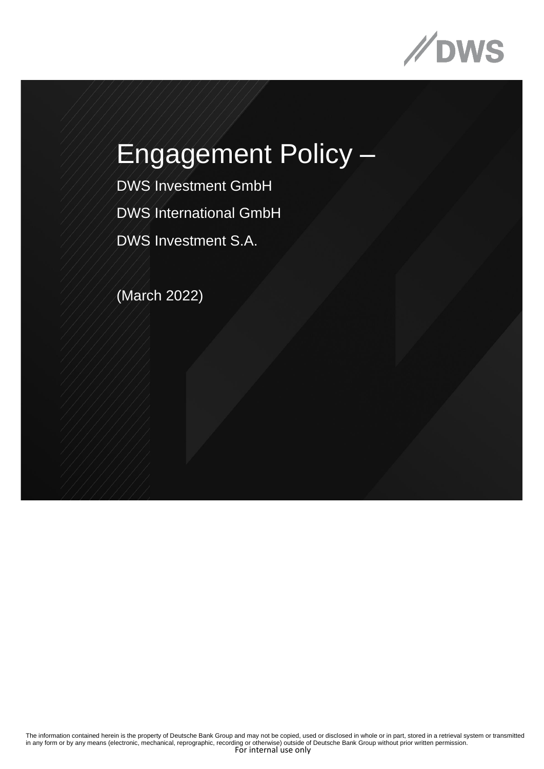# Engagement Policy –

DWS Investment GmbH

DWS International GmbH

DWS Investment S.A.

(March 2022)

The information contained herein is the property of Deutsche Bank Group and may not be copied, used or disclosed in whole or in part, stored in a retrieval system or transmitted in any form or by any means (electronic, mechanical, reprographic, recording or otherwise) outside of Deutsche Bank Group without prior written permission.

For internal use only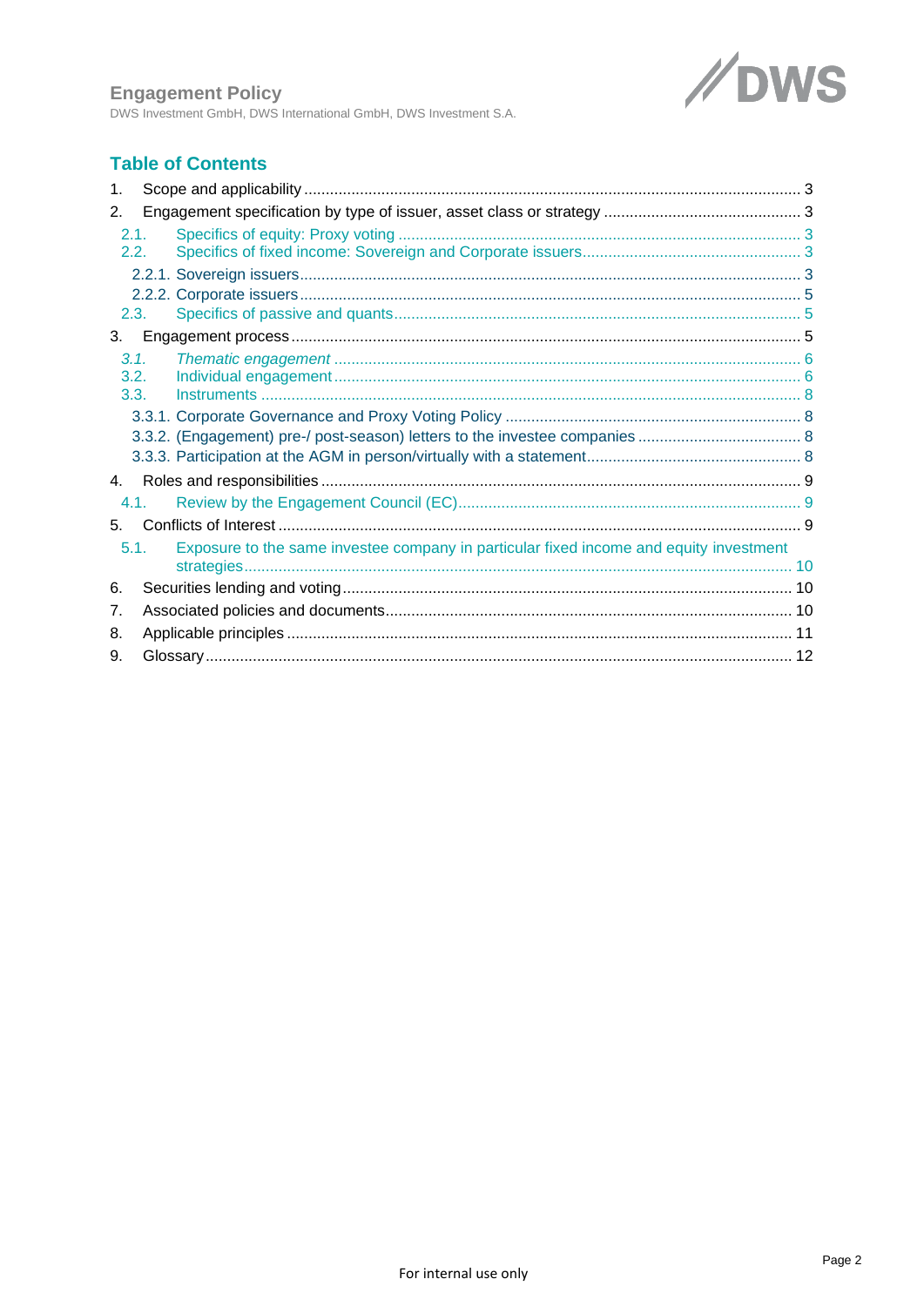## Table of Contents

1. Scope and applicability ..... 3
2. Engagement specification by type of issuer, asset class or strategy ..... 3
   - 2.1. Specifics of equity: Proxy voting ..... 3
   - 2.2. Specifics of fixed income: Sovereign and Corporate issuers ..... 3
     - 2.2.1. Sovereign issuers ..... 3
     - 2.2.2. Corporate issuers ..... 5
   - 2.3. Specifics of passive and quants ..... 5
3. Engagement process ..... 5
   - *3.1. Thematic engagement* ..... 6
   - 3.2. Individual engagement ..... 6
   - 3.3. Instruments ..... 8
     - 3.3.1. Corporate Governance and Proxy Voting Policy ..... 8
     - 3.3.2. (Engagement) pre-/ post-season) letters to the investee companies ..... 8
     - 3.3.3. Participation at the AGM in person/virtually with a statement ..... 8
4. Roles and responsibilities ..... 9
   - 4.1. Review by the Engagement Council (EC) ..... 9
5. Conflicts of Interest ..... 9
   - 5.1. Exposure to the same investee company in particular fixed income and equity investment strategies ..... 10
6. Securities lending and voting ..... 10
7. Associated policies and documents ..... 10
8. Applicable principles ..... 11
9. Glossary ..... 12

For internal use only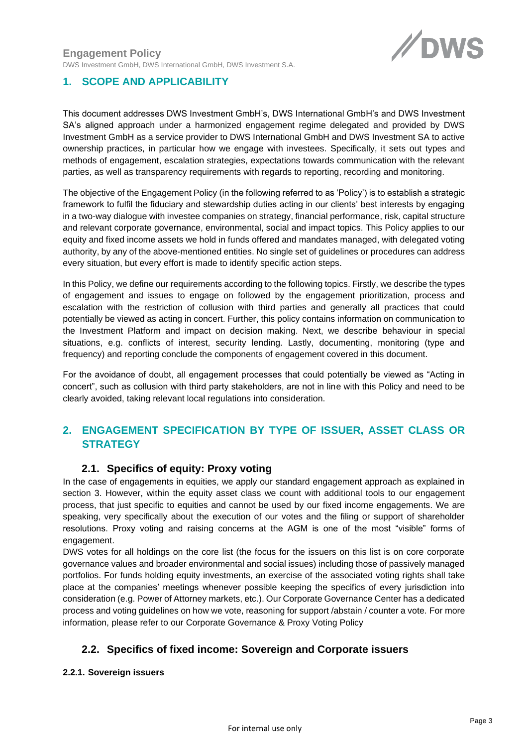## 1. SCOPE AND APPLICABILITY

This document addresses DWS Investment GmbH's, DWS International GmbH's and DWS Investment SA's aligned approach under a harmonized engagement regime delegated and provided by DWS Investment GmbH as a service provider to DWS International GmbH and DWS Investment SA to active ownership practices, in particular how we engage with investees. Specifically, it sets out types and methods of engagement, escalation strategies, expectations towards communication with the relevant parties, as well as transparency requirements with regards to reporting, recording and monitoring.

The objective of the Engagement Policy (in the following referred to as 'Policy') is to establish a strategic framework to fulfil the fiduciary and stewardship duties acting in our clients' best interests by engaging in a two-way dialogue with investee companies on strategy, financial performance, risk, capital structure and relevant corporate governance, environmental, social and impact topics. This Policy applies to our equity and fixed income assets we hold in funds offered and mandates managed, with delegated voting authority, by any of the above-mentioned entities. No single set of guidelines or procedures can address every situation, but every effort is made to identify specific action steps.

In this Policy, we define our requirements according to the following topics. Firstly, we describe the types of engagement and issues to engage on followed by the engagement prioritization, process and escalation with the restriction of collusion with third parties and generally all practices that could potentially be viewed as acting in concert. Further, this policy contains information on communication to the Investment Platform and impact on decision making. Next, we describe behaviour in special situations, e.g. conflicts of interest, security lending. Lastly, documenting, monitoring (type and frequency) and reporting conclude the components of engagement covered in this document.

For the avoidance of doubt, all engagement processes that could potentially be viewed as "Acting in concert", such as collusion with third party stakeholders, are not in line with this Policy and need to be clearly avoided, taking relevant local regulations into consideration.

## 2. ENGAGEMENT SPECIFICATION BY TYPE OF ISSUER, ASSET CLASS OR STRATEGY

### 2.1. Specifics of equity: Proxy voting

In the case of engagements in equities, we apply our standard engagement approach as explained in section 3. However, within the equity asset class we count with additional tools to our engagement process, that just specific to equities and cannot be used by our fixed income engagements. We are speaking, very specifically about the execution of our votes and the filing or support of shareholder resolutions. Proxy voting and raising concerns at the AGM is one of the most "visible" forms of engagement.

DWS votes for all holdings on the core list (the focus for the issuers on this list is on core corporate governance values and broader environmental and social issues) including those of passively managed portfolios. For funds holding equity investments, an exercise of the associated voting rights shall take place at the companies' meetings whenever possible keeping the specifics of every jurisdiction into consideration (e.g. Power of Attorney markets, etc.). Our Corporate Governance Center has a dedicated process and voting guidelines on how we vote, reasoning for support /abstain / counter a vote. For more information, please refer to our Corporate Governance & Proxy Voting Policy

### 2.2. Specifics of fixed income: Sovereign and Corporate issuers

#### 2.2.1. Sovereign issuers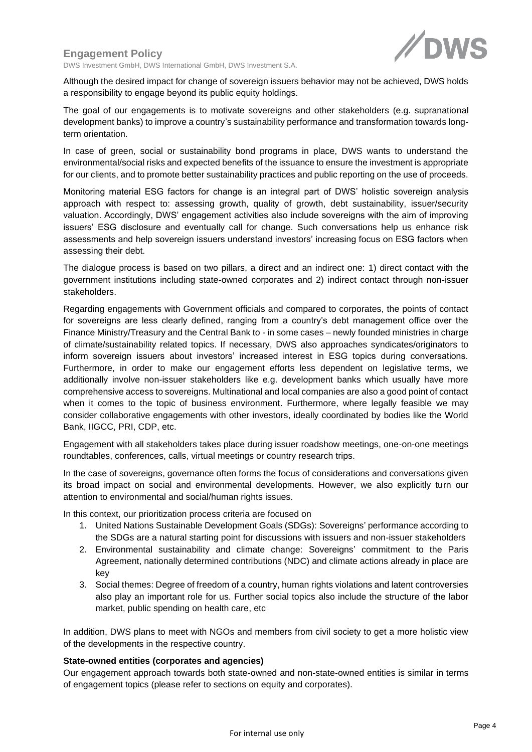Although the desired impact for change of sovereign issuers behavior may not be achieved, DWS holds a responsibility to engage beyond its public equity holdings.

The goal of our engagements is to motivate sovereigns and other stakeholders (e.g. supranational development banks) to improve a country's sustainability performance and transformation towards long-term orientation.

In case of green, social or sustainability bond programs in place, DWS wants to understand the environmental/social risks and expected benefits of the issuance to ensure the investment is appropriate for our clients, and to promote better sustainability practices and public reporting on the use of proceeds.

Monitoring material ESG factors for change is an integral part of DWS' holistic sovereign analysis approach with respect to: assessing growth, quality of growth, debt sustainability, issuer/security valuation. Accordingly, DWS' engagement activities also include sovereigns with the aim of improving issuers' ESG disclosure and eventually call for change. Such conversations help us enhance risk assessments and help sovereign issuers understand investors' increasing focus on ESG factors when assessing their debt.

The dialogue process is based on two pillars, a direct and an indirect one: 1) direct contact with the government institutions including state-owned corporates and 2) indirect contact through non-issuer stakeholders.

Regarding engagements with Government officials and compared to corporates, the points of contact for sovereigns are less clearly defined, ranging from a country's debt management office over the Finance Ministry/Treasury and the Central Bank to - in some cases – newly founded ministries in charge of climate/sustainability related topics. If necessary, DWS also approaches syndicates/originators to inform sovereign issuers about investors' increased interest in ESG topics during conversations. Furthermore, in order to make our engagement efforts less dependent on legislative terms, we additionally involve non-issuer stakeholders like e.g. development banks which usually have more comprehensive access to sovereigns. Multinational and local companies are also a good point of contact when it comes to the topic of business environment. Furthermore, where legally feasible we may consider collaborative engagements with other investors, ideally coordinated by bodies like the World Bank, IIGCC, PRI, CDP, etc.

Engagement with all stakeholders takes place during issuer roadshow meetings, one-on-one meetings roundtables, conferences, calls, virtual meetings or country research trips.

In the case of sovereigns, governance often forms the focus of considerations and conversations given its broad impact on social and environmental developments. However, we also explicitly turn our attention to environmental and social/human rights issues.

In this context, our prioritization process criteria are focused on

1. United Nations Sustainable Development Goals (SDGs): Sovereigns' performance according to the SDGs are a natural starting point for discussions with issuers and non-issuer stakeholders
2. Environmental sustainability and climate change: Sovereigns' commitment to the Paris Agreement, nationally determined contributions (NDC) and climate actions already in place are key
3. Social themes: Degree of freedom of a country, human rights violations and latent controversies also play an important role for us. Further social topics also include the structure of the labor market, public spending on health care, etc

In addition, DWS plans to meet with NGOs and members from civil society to get a more holistic view of the developments in the respective country.

**State-owned entities (corporates and agencies)**

Our engagement approach towards both state-owned and non-state-owned entities is similar in terms of engagement topics (please refer to sections on equity and corporates).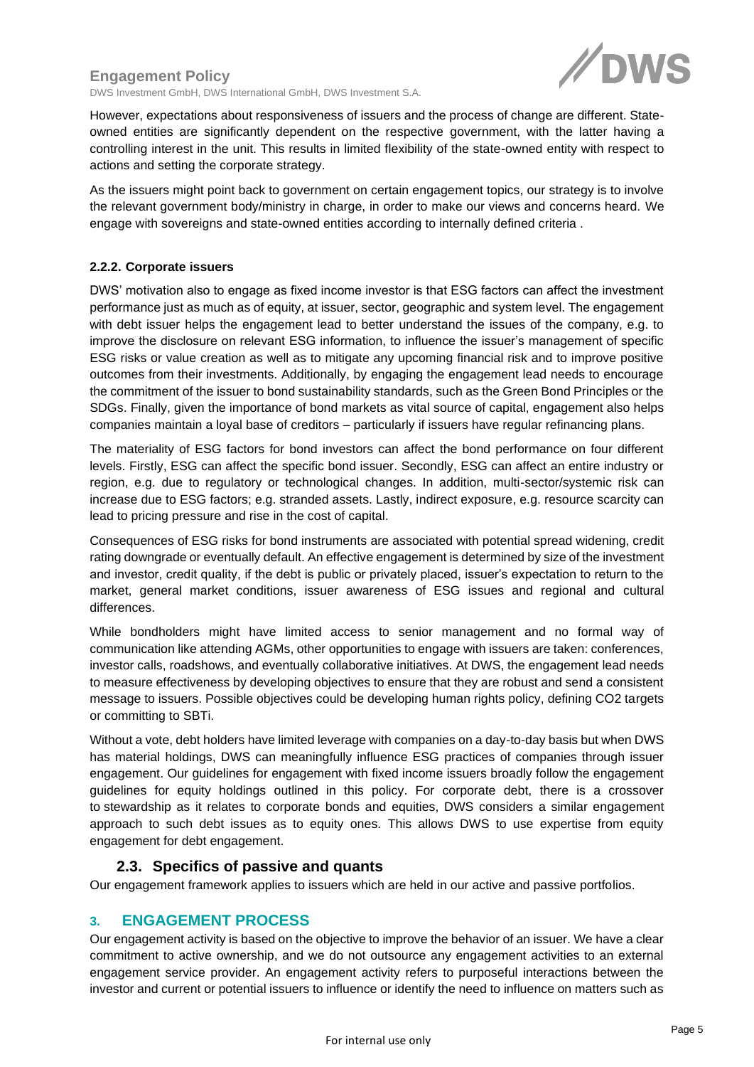However, expectations about responsiveness of issuers and the process of change are different. State-owned entities are significantly dependent on the respective government, with the latter having a controlling interest in the unit. This results in limited flexibility of the state-owned entity with respect to actions and setting the corporate strategy.

As the issuers might point back to government on certain engagement topics, our strategy is to involve the relevant government body/ministry in charge, in order to make our views and concerns heard. We engage with sovereigns and state-owned entities according to internally defined criteria .

#### 2.2.2. Corporate issuers

DWS' motivation also to engage as fixed income investor is that ESG factors can affect the investment performance just as much as of equity, at issuer, sector, geographic and system level. The engagement with debt issuer helps the engagement lead to better understand the issues of the company, e.g. to improve the disclosure on relevant ESG information, to influence the issuer's management of specific ESG risks or value creation as well as to mitigate any upcoming financial risk and to improve positive outcomes from their investments. Additionally, by engaging the engagement lead needs to encourage the commitment of the issuer to bond sustainability standards, such as the Green Bond Principles or the SDGs. Finally, given the importance of bond markets as vital source of capital, engagement also helps companies maintain a loyal base of creditors – particularly if issuers have regular refinancing plans.

The materiality of ESG factors for bond investors can affect the bond performance on four different levels. Firstly, ESG can affect the specific bond issuer. Secondly, ESG can affect an entire industry or region, e.g. due to regulatory or technological changes. In addition, multi-sector/systemic risk can increase due to ESG factors; e.g. stranded assets. Lastly, indirect exposure, e.g. resource scarcity can lead to pricing pressure and rise in the cost of capital.

Consequences of ESG risks for bond instruments are associated with potential spread widening, credit rating downgrade or eventually default. An effective engagement is determined by size of the investment and investor, credit quality, if the debt is public or privately placed, issuer's expectation to return to the market, general market conditions, issuer awareness of ESG issues and regional and cultural differences.

While bondholders might have limited access to senior management and no formal way of communication like attending AGMs, other opportunities to engage with issuers are taken: conferences, investor calls, roadshows, and eventually collaborative initiatives. At DWS, the engagement lead needs to measure effectiveness by developing objectives to ensure that they are robust and send a consistent message to issuers. Possible objectives could be developing human rights policy, defining CO2 targets or committing to SBTi.

Without a vote, debt holders have limited leverage with companies on a day-to-day basis but when DWS has material holdings, DWS can meaningfully influence ESG practices of companies through issuer engagement. Our guidelines for engagement with fixed income issuers broadly follow the engagement guidelines for equity holdings outlined in this policy. For corporate debt, there is a crossover to stewardship as it relates to corporate bonds and equities, DWS considers a similar engagement approach to such debt issues as to equity ones. This allows DWS to use expertise from equity engagement for debt engagement.

### 2.3. Specifics of passive and quants

Our engagement framework applies to issuers which are held in our active and passive portfolios.

## 3. ENGAGEMENT PROCESS

Our engagement activity is based on the objective to improve the behavior of an issuer. We have a clear commitment to active ownership, and we do not outsource any engagement activities to an external engagement service provider. An engagement activity refers to purposeful interactions between the investor and current or potential issuers to influence or identify the need to influence on matters such as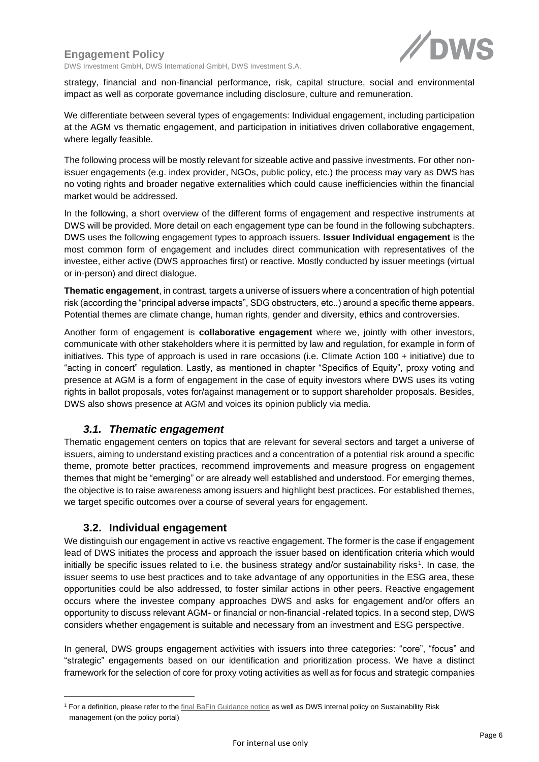strategy, financial and non-financial performance, risk, capital structure, social and environmental impact as well as corporate governance including disclosure, culture and remuneration.

We differentiate between several types of engagements: Individual engagement, including participation at the AGM vs thematic engagement, and participation in initiatives driven collaborative engagement, where legally feasible.

The following process will be mostly relevant for sizeable active and passive investments. For other non-issuer engagements (e.g. index provider, NGOs, public policy, etc.) the process may vary as DWS has no voting rights and broader negative externalities which could cause inefficiencies within the financial market would be addressed.

In the following, a short overview of the different forms of engagement and respective instruments at DWS will be provided. More detail on each engagement type can be found in the following subchapters. DWS uses the following engagement types to approach issuers. **Issuer Individual engagement** is the most common form of engagement and includes direct communication with representatives of the investee, either active (DWS approaches first) or reactive. Mostly conducted by issuer meetings (virtual or in-person) and direct dialogue.

**Thematic engagement**, in contrast, targets a universe of issuers where a concentration of high potential risk (according the "principal adverse impacts", SDG obstructers, etc..) around a specific theme appears. Potential themes are climate change, human rights, gender and diversity, ethics and controversies.

Another form of engagement is **collaborative engagement** where we, jointly with other investors, communicate with other stakeholders where it is permitted by law and regulation, for example in form of initiatives. This type of approach is used in rare occasions (i.e. Climate Action 100 + initiative) due to "acting in concert" regulation. Lastly, as mentioned in chapter "Specifics of Equity", proxy voting and presence at AGM is a form of engagement in the case of equity investors where DWS uses its voting rights in ballot proposals, votes for/against management or to support shareholder proposals. Besides, DWS also shows presence at AGM and voices its opinion publicly via media.

### *3.1. Thematic engagement*

Thematic engagement centers on topics that are relevant for several sectors and target a universe of issuers, aiming to understand existing practices and a concentration of a potential risk around a specific theme, promote better practices, recommend improvements and measure progress on engagement themes that might be "emerging" or are already well established and understood. For emerging themes, the objective is to raise awareness among issuers and highlight best practices. For established themes, we target specific outcomes over a course of several years for engagement.

### 3.2. Individual engagement

We distinguish our engagement in active vs reactive engagement. The former is the case if engagement lead of DWS initiates the process and approach the issuer based on identification criteria which would initially be specific issues related to i.e. the business strategy and/or sustainability risks[1]. In case, the issuer seems to use best practices and to take advantage of any opportunities in the ESG area, these opportunities could be also addressed, to foster similar actions in other peers. Reactive engagement occurs where the investee company approaches DWS and asks for engagement and/or offers an opportunity to discuss relevant AGM- or financial or non-financial -related topics. In a second step, DWS considers whether engagement is suitable and necessary from an investment and ESG perspective.

In general, DWS groups engagement activities with issuers into three categories: "core", "focus" and "strategic" engagements based on our identification and prioritization process. We have a distinct framework for the selection of core for proxy voting activities as well as for focus and strategic companies

[1] For a definition, please refer to the final BaFin Guidance notice as well as DWS internal policy on Sustainability Risk management (on the policy portal)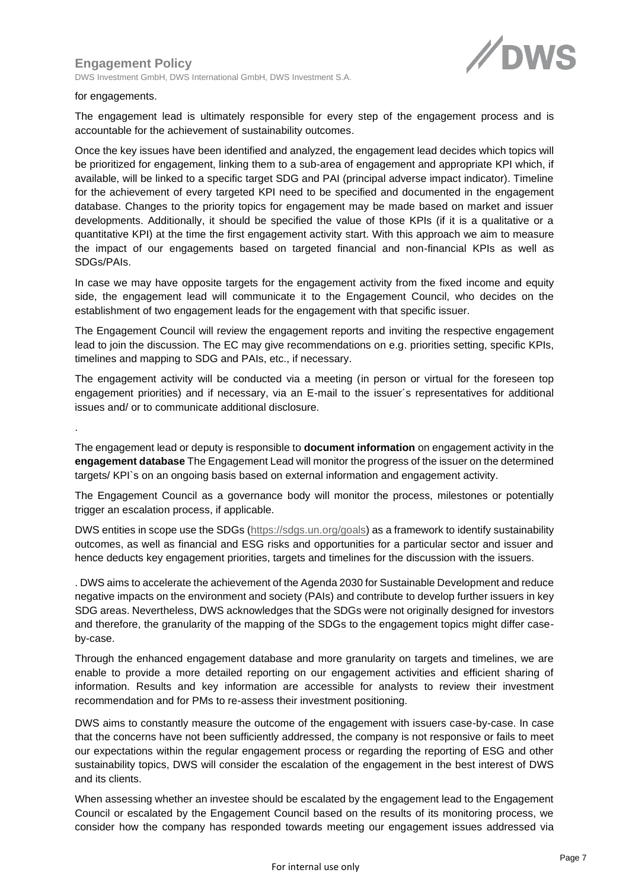for engagements.

The engagement lead is ultimately responsible for every step of the engagement process and is accountable for the achievement of sustainability outcomes.

Once the key issues have been identified and analyzed, the engagement lead decides which topics will be prioritized for engagement, linking them to a sub-area of engagement and appropriate KPI which, if available, will be linked to a specific target SDG and PAI (principal adverse impact indicator). Timeline for the achievement of every targeted KPI need to be specified and documented in the engagement database. Changes to the priority topics for engagement may be made based on market and issuer developments. Additionally, it should be specified the value of those KPIs (if it is a qualitative or a quantitative KPI) at the time the first engagement activity start. With this approach we aim to measure the impact of our engagements based on targeted financial and non-financial KPIs as well as SDGs/PAIs.

In case we may have opposite targets for the engagement activity from the fixed income and equity side, the engagement lead will communicate it to the Engagement Council, who decides on the establishment of two engagement leads for the engagement with that specific issuer.

The Engagement Council will review the engagement reports and inviting the respective engagement lead to join the discussion. The EC may give recommendations on e.g. priorities setting, specific KPIs, timelines and mapping to SDG and PAIs, etc., if necessary.

The engagement activity will be conducted via a meeting (in person or virtual for the foreseen top engagement priorities) and if necessary, via an E-mail to the issuer´s representatives for additional issues and/ or to communicate additional disclosure.

.

The engagement lead or deputy is responsible to **document information** on engagement activity in the **engagement database** The Engagement Lead will monitor the progress of the issuer on the determined targets/ KPI`s on an ongoing basis based on external information and engagement activity.

The Engagement Council as a governance body will monitor the process, milestones or potentially trigger an escalation process, if applicable.

DWS entities in scope use the SDGs (https://sdgs.un.org/goals) as a framework to identify sustainability outcomes, as well as financial and ESG risks and opportunities for a particular sector and issuer and hence deducts key engagement priorities, targets and timelines for the discussion with the issuers.

. DWS aims to accelerate the achievement of the Agenda 2030 for Sustainable Development and reduce negative impacts on the environment and society (PAIs) and contribute to develop further issuers in key SDG areas. Nevertheless, DWS acknowledges that the SDGs were not originally designed for investors and therefore, the granularity of the mapping of the SDGs to the engagement topics might differ case-by-case.

Through the enhanced engagement database and more granularity on targets and timelines, we are enable to provide a more detailed reporting on our engagement activities and efficient sharing of information. Results and key information are accessible for analysts to review their investment recommendation and for PMs to re-assess their investment positioning.

DWS aims to constantly measure the outcome of the engagement with issuers case-by-case. In case that the concerns have not been sufficiently addressed, the company is not responsive or fails to meet our expectations within the regular engagement process or regarding the reporting of ESG and other sustainability topics, DWS will consider the escalation of the engagement in the best interest of DWS and its clients.

When assessing whether an investee should be escalated by the engagement lead to the Engagement Council or escalated by the Engagement Council based on the results of its monitoring process, we consider how the company has responded towards meeting our engagement issues addressed via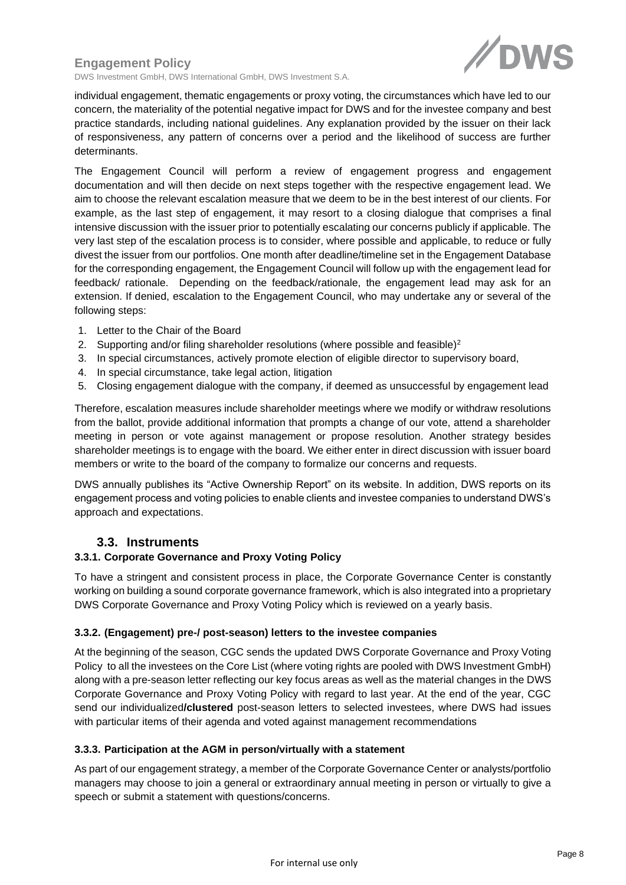individual engagement, thematic engagements or proxy voting, the circumstances which have led to our concern, the materiality of the potential negative impact for DWS and for the investee company and best practice standards, including national guidelines. Any explanation provided by the issuer on their lack of responsiveness, any pattern of concerns over a period and the likelihood of success are further determinants.

The Engagement Council will perform a review of engagement progress and engagement documentation and will then decide on next steps together with the respective engagement lead. We aim to choose the relevant escalation measure that we deem to be in the best interest of our clients. For example, as the last step of engagement, it may resort to a closing dialogue that comprises a final intensive discussion with the issuer prior to potentially escalating our concerns publicly if applicable. The very last step of the escalation process is to consider, where possible and applicable, to reduce or fully divest the issuer from our portfolios. One month after deadline/timeline set in the Engagement Database for the corresponding engagement, the Engagement Council will follow up with the engagement lead for feedback/ rationale. Depending on the feedback/rationale, the engagement lead may ask for an extension. If denied, escalation to the Engagement Council, who may undertake any or several of the following steps:

1. Letter to the Chair of the Board
2. Supporting and/or filing shareholder resolutions (where possible and feasible)[2]
3. In special circumstances, actively promote election of eligible director to supervisory board,
4. In special circumstance, take legal action, litigation
5. Closing engagement dialogue with the company, if deemed as unsuccessful by engagement lead

Therefore, escalation measures include shareholder meetings where we modify or withdraw resolutions from the ballot, provide additional information that prompts a change of our vote, attend a shareholder meeting in person or vote against management or propose resolution. Another strategy besides shareholder meetings is to engage with the board. We either enter in direct discussion with issuer board members or write to the board of the company to formalize our concerns and requests.

DWS annually publishes its “Active Ownership Report” on its website. In addition, DWS reports on its engagement process and voting policies to enable clients and investee companies to understand DWS’s approach and expectations.

## 3.3. Instruments

### 3.3.1. Corporate Governance and Proxy Voting Policy

To have a stringent and consistent process in place, the Corporate Governance Center is constantly working on building a sound corporate governance framework, which is also integrated into a proprietary DWS Corporate Governance and Proxy Voting Policy which is reviewed on a yearly basis.

### 3.3.2. (Engagement) pre-/ post-season) letters to the investee companies

At the beginning of the season, CGC sends the updated DWS Corporate Governance and Proxy Voting Policy to all the investees on the Core List (where voting rights are pooled with DWS Investment GmbH) along with a pre-season letter reflecting our key focus areas as well as the material changes in the DWS Corporate Governance and Proxy Voting Policy with regard to last year. At the end of the year, CGC send our individualized**/clustered** post-season letters to selected investees, where DWS had issues with particular items of their agenda and voted against management recommendations

### 3.3.3. Participation at the AGM in person/virtually with a statement

As part of our engagement strategy, a member of the Corporate Governance Center or analysts/portfolio managers may choose to join a general or extraordinary annual meeting in person or virtually to give a speech or submit a statement with questions/concerns.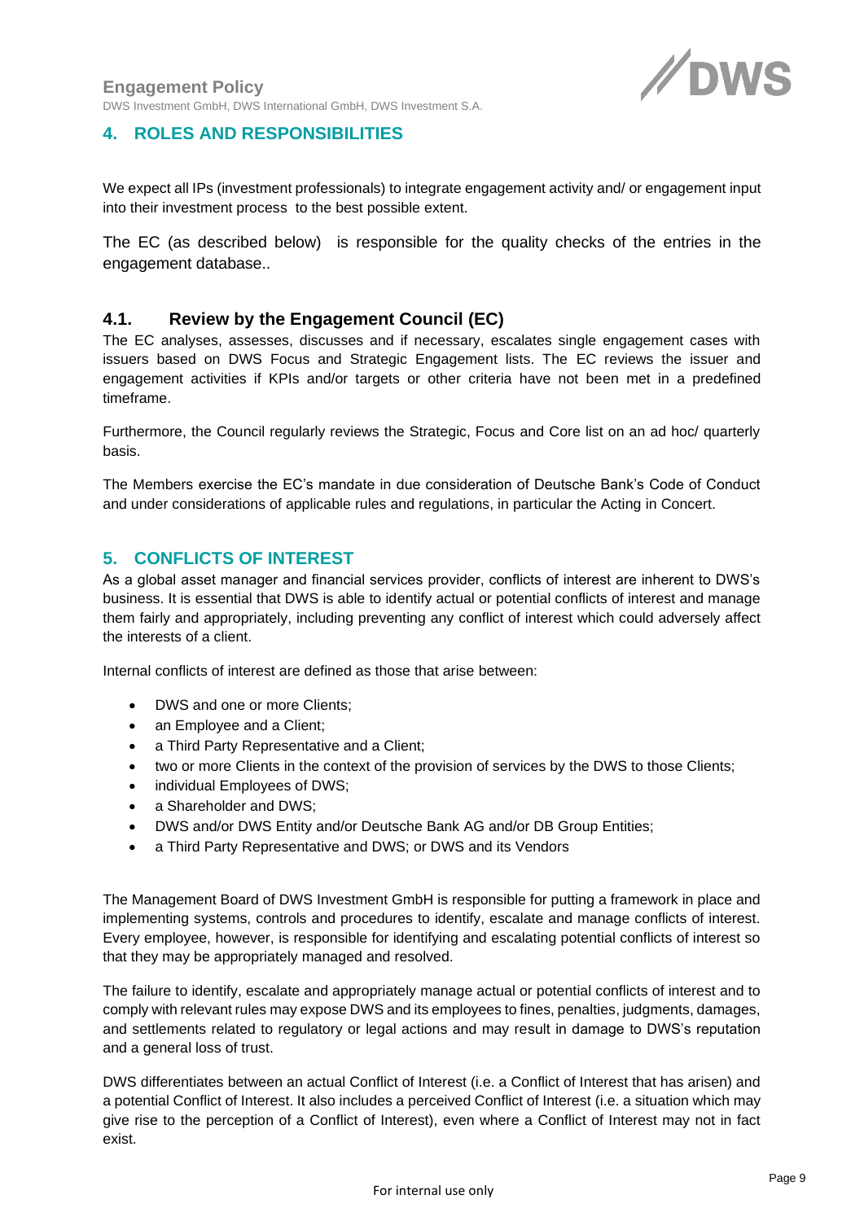## 4. ROLES AND RESPONSIBILITIES

We expect all IPs (investment professionals) to integrate engagement activity and/ or engagement input into their investment process to the best possible extent.

The EC (as described below) is responsible for the quality checks of the entries in the engagement database..

### 4.1. Review by the Engagement Council (EC)

The EC analyses, assesses, discusses and if necessary, escalates single engagement cases with issuers based on DWS Focus and Strategic Engagement lists. The EC reviews the issuer and engagement activities if KPIs and/or targets or other criteria have not been met in a predefined timeframe.

Furthermore, the Council regularly reviews the Strategic, Focus and Core list on an ad hoc/ quarterly basis.

The Members exercise the EC's mandate in due consideration of Deutsche Bank's Code of Conduct and under considerations of applicable rules and regulations, in particular the Acting in Concert.

## 5. CONFLICTS OF INTEREST

As a global asset manager and financial services provider, conflicts of interest are inherent to DWS's business. It is essential that DWS is able to identify actual or potential conflicts of interest and manage them fairly and appropriately, including preventing any conflict of interest which could adversely affect the interests of a client.

Internal conflicts of interest are defined as those that arise between:

- DWS and one or more Clients;
- an Employee and a Client;
- a Third Party Representative and a Client;
- two or more Clients in the context of the provision of services by the DWS to those Clients;
- individual Employees of DWS;
- a Shareholder and DWS;
- DWS and/or DWS Entity and/or Deutsche Bank AG and/or DB Group Entities;
- a Third Party Representative and DWS; or DWS and its Vendors

The Management Board of DWS Investment GmbH is responsible for putting a framework in place and implementing systems, controls and procedures to identify, escalate and manage conflicts of interest. Every employee, however, is responsible for identifying and escalating potential conflicts of interest so that they may be appropriately managed and resolved.

The failure to identify, escalate and appropriately manage actual or potential conflicts of interest and to comply with relevant rules may expose DWS and its employees to fines, penalties, judgments, damages, and settlements related to regulatory or legal actions and may result in damage to DWS's reputation and a general loss of trust.

DWS differentiates between an actual Conflict of Interest (i.e. a Conflict of Interest that has arisen) and a potential Conflict of Interest. It also includes a perceived Conflict of Interest (i.e. a situation which may give rise to the perception of a Conflict of Interest), even where a Conflict of Interest may not in fact exist.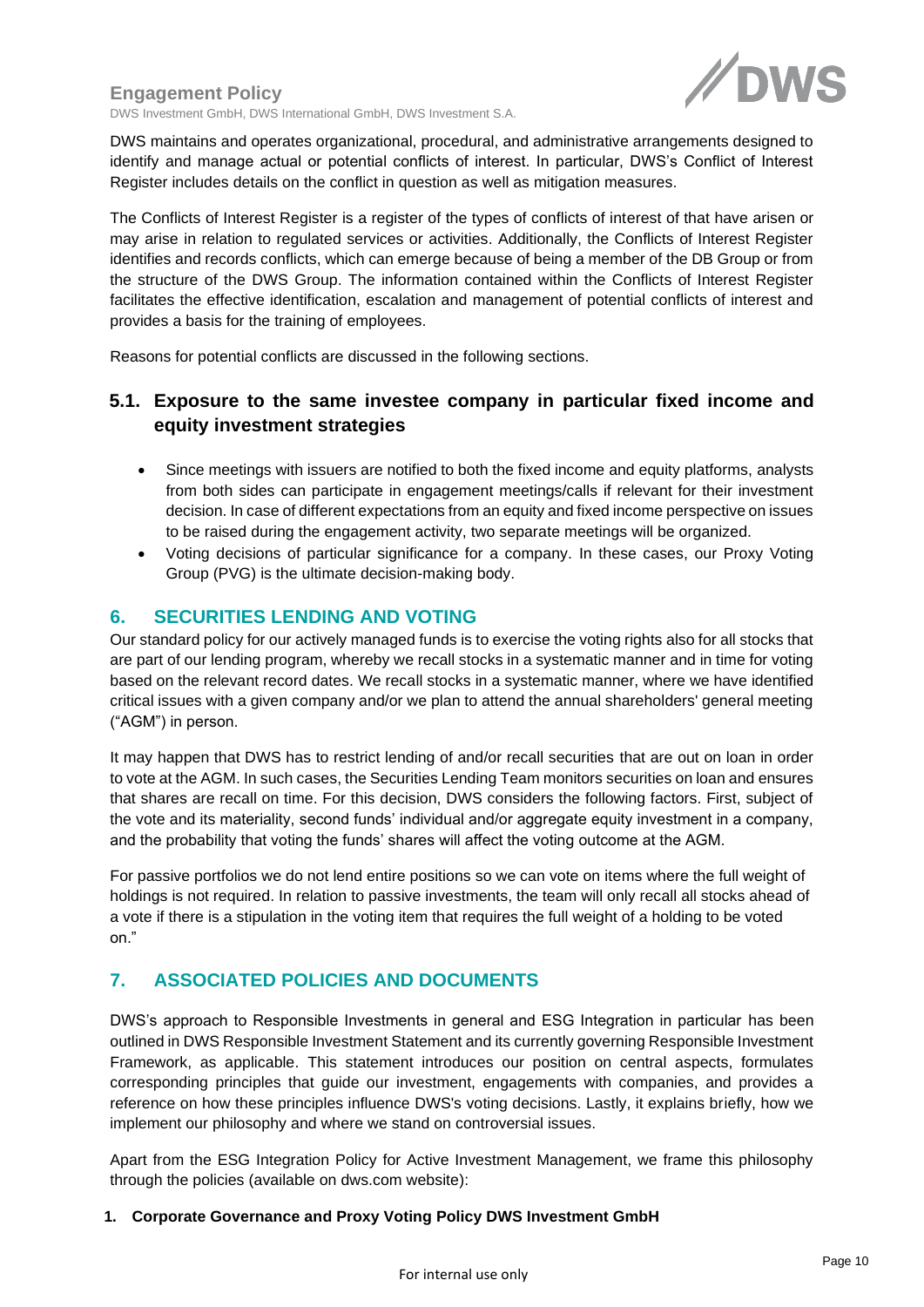DWS maintains and operates organizational, procedural, and administrative arrangements designed to identify and manage actual or potential conflicts of interest. In particular, DWS's Conflict of Interest Register includes details on the conflict in question as well as mitigation measures.

The Conflicts of Interest Register is a register of the types of conflicts of interest of that have arisen or may arise in relation to regulated services or activities. Additionally, the Conflicts of Interest Register identifies and records conflicts, which can emerge because of being a member of the DB Group or from the structure of the DWS Group. The information contained within the Conflicts of Interest Register facilitates the effective identification, escalation and management of potential conflicts of interest and provides a basis for the training of employees.

Reasons for potential conflicts are discussed in the following sections.

### 5.1. Exposure to the same investee company in particular fixed income and equity investment strategies

- Since meetings with issuers are notified to both the fixed income and equity platforms, analysts from both sides can participate in engagement meetings/calls if relevant for their investment decision. In case of different expectations from an equity and fixed income perspective on issues to be raised during the engagement activity, two separate meetings will be organized.
- Voting decisions of particular significance for a company. In these cases, our Proxy Voting Group (PVG) is the ultimate decision-making body.

## 6. SECURITIES LENDING AND VOTING

Our standard policy for our actively managed funds is to exercise the voting rights also for all stocks that are part of our lending program, whereby we recall stocks in a systematic manner and in time for voting based on the relevant record dates. We recall stocks in a systematic manner, where we have identified critical issues with a given company and/or we plan to attend the annual shareholders' general meeting ("AGM") in person.

It may happen that DWS has to restrict lending of and/or recall securities that are out on loan in order to vote at the AGM. In such cases, the Securities Lending Team monitors securities on loan and ensures that shares are recall on time. For this decision, DWS considers the following factors. First, subject of the vote and its materiality, second funds' individual and/or aggregate equity investment in a company, and the probability that voting the funds' shares will affect the voting outcome at the AGM.

For passive portfolios we do not lend entire positions so we can vote on items where the full weight of holdings is not required. In relation to passive investments, the team will only recall all stocks ahead of a vote if there is a stipulation in the voting item that requires the full weight of a holding to be voted on."

## 7. ASSOCIATED POLICIES AND DOCUMENTS

DWS's approach to Responsible Investments in general and ESG Integration in particular has been outlined in DWS Responsible Investment Statement and its currently governing Responsible Investment Framework, as applicable. This statement introduces our position on central aspects, formulates corresponding principles that guide our investment, engagements with companies, and provides a reference on how these principles influence DWS's voting decisions. Lastly, it explains briefly, how we implement our philosophy and where we stand on controversial issues.

Apart from the ESG Integration Policy for Active Investment Management, we frame this philosophy through the policies (available on dws.com website):

1. **Corporate Governance and Proxy Voting Policy DWS Investment GmbH**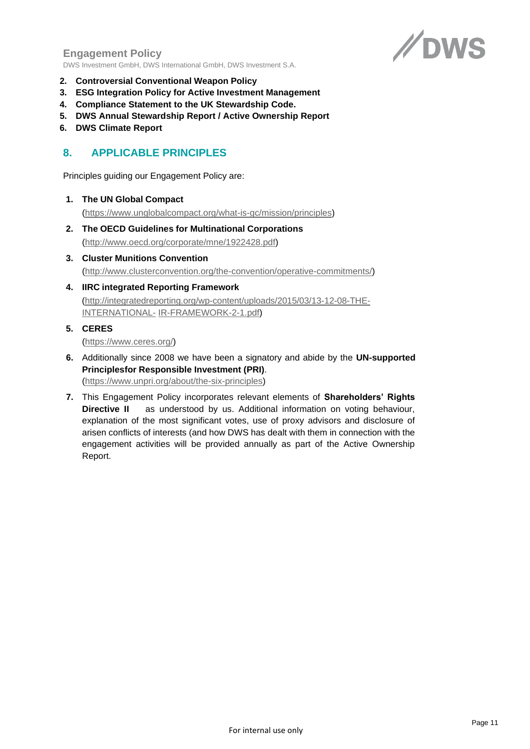2. **Controversial Conventional Weapon Policy**
3. **ESG Integration Policy for Active Investment Management**
4. **Compliance Statement to the UK Stewardship Code.**
5. **DWS Annual Stewardship Report / Active Ownership Report**
6. **DWS Climate Report**

## 8. APPLICABLE PRINCIPLES

Principles guiding our Engagement Policy are:

1. **The UN Global Compact**
   (https://www.unglobalcompact.org/what-is-gc/mission/principles)
2. **The OECD Guidelines for Multinational Corporations**
   (http://www.oecd.org/corporate/mne/1922428.pdf)
3. **Cluster Munitions Convention**
   (http://www.clusterconvention.org/the-convention/operative-commitments/)
4. **IIRC integrated Reporting Framework**
   (http://integratedreporting.org/wp-content/uploads/2015/03/13-12-08-THE-INTERNATIONAL- IR-FRAMEWORK-2-1.pdf)
5. **CERES**
   (https://www.ceres.org/)
6. Additionally since 2008 we have been a signatory and abide by the **UN-supported Principlesfor Responsible Investment (PRI)**.
   (https://www.unpri.org/about/the-six-principles)
7. This Engagement Policy incorporates relevant elements of **Shareholders' Rights Directive II** as understood by us. Additional information on voting behaviour, explanation of the most significant votes, use of proxy advisors and disclosure of arisen conflicts of interests (and how DWS has dealt with them in connection with the engagement activities will be provided annually as part of the Active Ownership Report.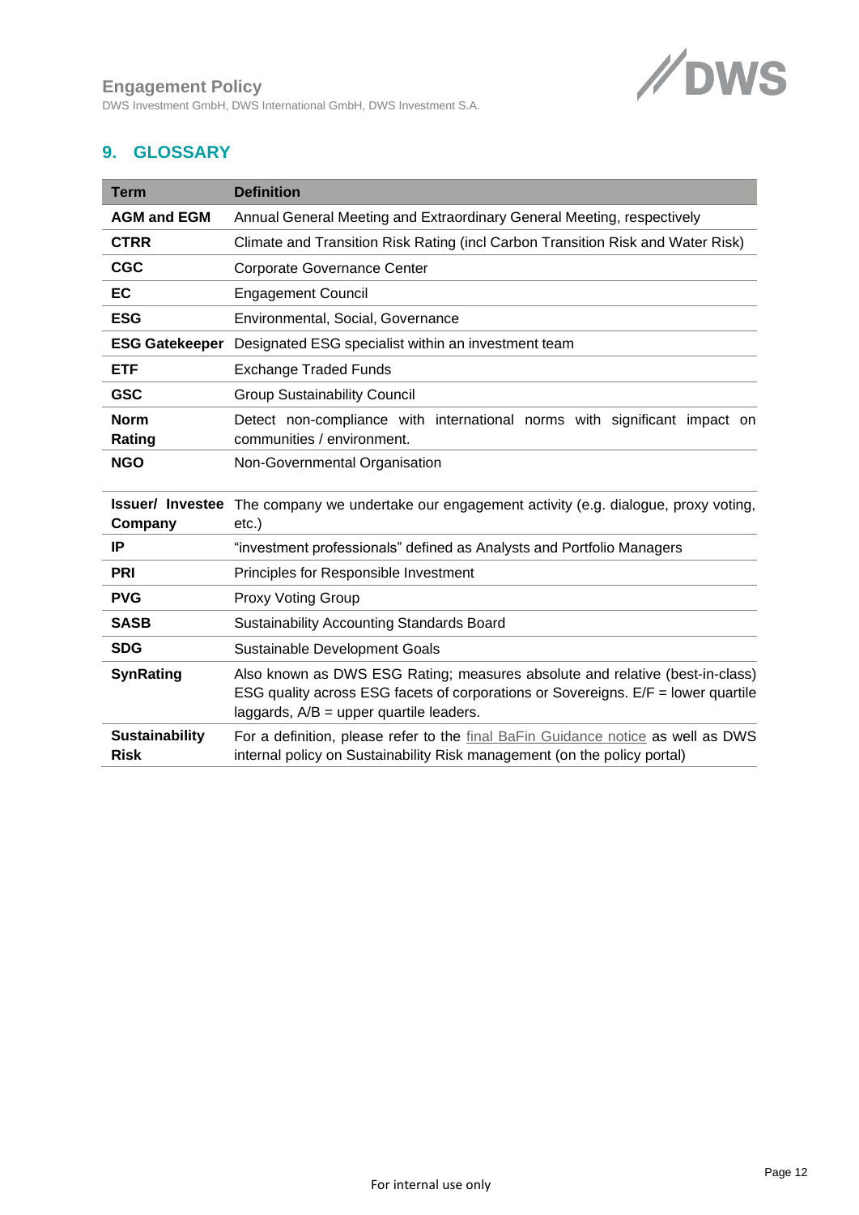## 9. GLOSSARY

| Term | Definition |
|---|---|
| **AGM and EGM** | Annual General Meeting and Extraordinary General Meeting, respectively |
| **CTRR** | Climate and Transition Risk Rating (incl Carbon Transition Risk and Water Risk) |
| **CGC** | Corporate Governance Center |
| **EC** | Engagement Council |
| **ESG** | Environmental, Social, Governance |
| **ESG Gatekeeper** | Designated ESG specialist within an investment team |
| **ETF** | Exchange Traded Funds |
| **GSC** | Group Sustainability Council |
| **Norm Rating** | Detect non-compliance with international norms with significant impact on communities / environment. |
| **NGO** | Non-Governmental Organisation |
| **Issuer/ Investee Company** | The company we undertake our engagement activity (e.g. dialogue, proxy voting, etc.) |
| **IP** | "investment professionals" defined as Analysts and Portfolio Managers |
| **PRI** | Principles for Responsible Investment |
| **PVG** | Proxy Voting Group |
| **SASB** | Sustainability Accounting Standards Board |
| **SDG** | Sustainable Development Goals |
| **SynRating** | Also known as DWS ESG Rating; measures absolute and relative (best-in-class) ESG quality across ESG facets of corporations or Sovereigns. E/F = lower quartile laggards, A/B = upper quartile leaders. |
| **Sustainability Risk** | For a definition, please refer to the final BaFin Guidance notice as well as DWS internal policy on Sustainability Risk management (on the policy portal) |